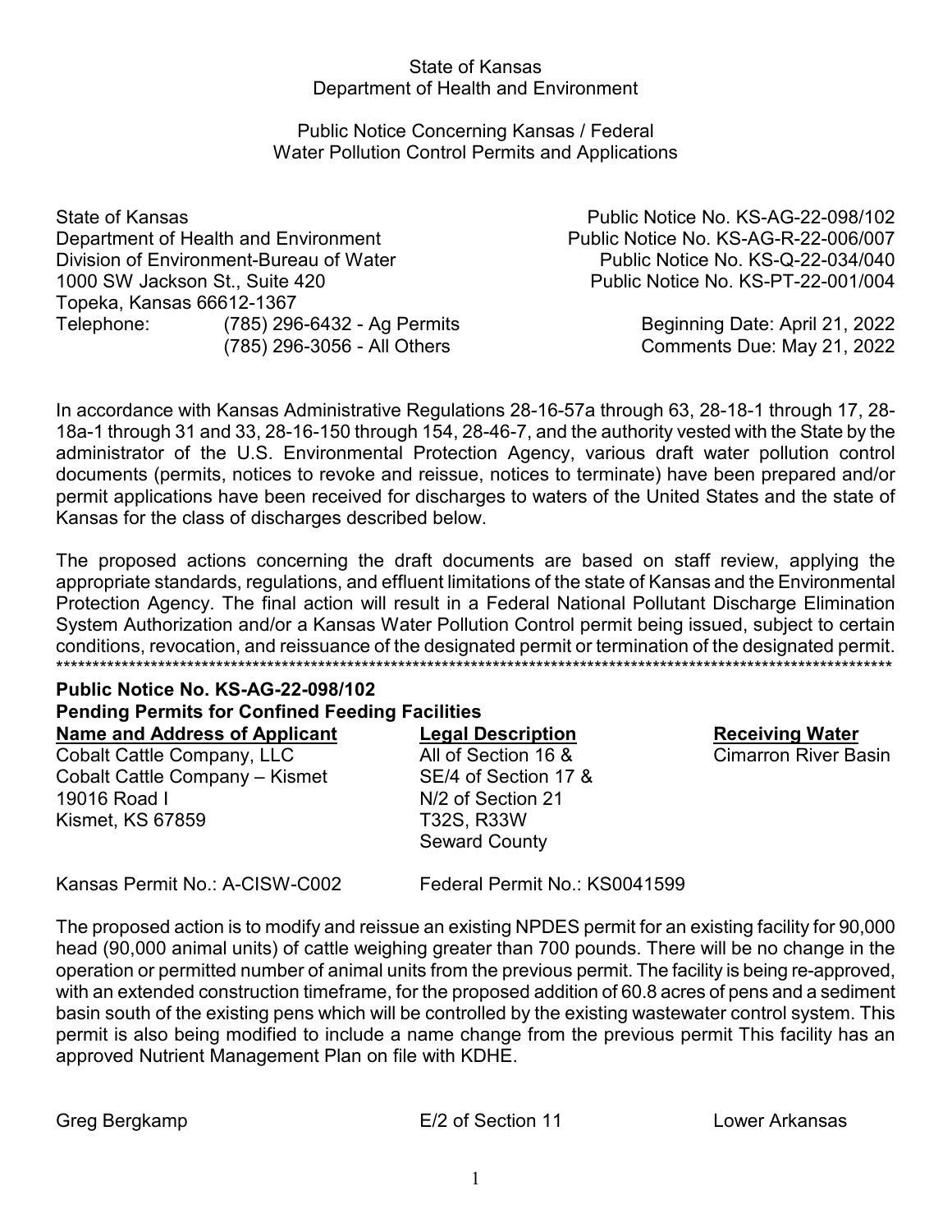State of Kansas
Department of Health and Environment

Public Notice Concerning Kansas / Federal
Water Pollution Control Permits and Applications

State of Kansas
Department of Health and Environment
Division of Environment-Bureau of Water
1000 SW Jackson St., Suite 420
Topeka, Kansas 66612-1367
Telephone: (785) 296-6432 - Ag Permits
(785) 296-3056 - All Others

Public Notice No. KS-AG-22-098/102
Public Notice No. KS-AG-R-22-006/007
Public Notice No. KS-Q-22-034/040
Public Notice No. KS-PT-22-001/004

Beginning Date: April 21, 2022
Comments Due: May 21, 2022

In accordance with Kansas Administrative Regulations 28-16-57a through 63, 28-18-1 through 17, 28-18a-1 through 31 and 33, 28-16-150 through 154, 28-46-7, and the authority vested with the State by the administrator of the U.S. Environmental Protection Agency, various draft water pollution control documents (permits, notices to revoke and reissue, notices to terminate) have been prepared and/or permit applications have been received for discharges to waters of the United States and the state of Kansas for the class of discharges described below.

The proposed actions concerning the draft documents are based on staff review, applying the appropriate standards, regulations, and effluent limitations of the state of Kansas and the Environmental Protection Agency. The final action will result in a Federal National Pollutant Discharge Elimination System Authorization and/or a Kansas Water Pollution Control permit being issued, subject to certain conditions, revocation, and reissuance of the designated permit or termination of the designated permit.

******************************************************************************************************************

**Public Notice No. KS-AG-22-098/102**
**Pending Permits for Confined Feeding Facilities**

| **Name and Address of Applicant** | **Legal Description** | **Receiving Water** |
|---|---|---|
| Cobalt Cattle Company, LLC<br>Cobalt Cattle Company – Kismet<br>19016 Road I<br>Kismet, KS 67859 | All of Section 16 &<br>SE/4 of Section 17 &<br>N/2 of Section 21<br>T32S, R33W<br>Seward County | Cimarron River Basin |

Kansas Permit No.: A-CISW-C002 Federal Permit No.: KS0041599

The proposed action is to modify and reissue an existing NPDES permit for an existing facility for 90,000 head (90,000 animal units) of cattle weighing greater than 700 pounds. There will be no change in the operation or permitted number of animal units from the previous permit. The facility is being re-approved, with an extended construction timeframe, for the proposed addition of 60.8 acres of pens and a sediment basin south of the existing pens which will be controlled by the existing wastewater control system. This permit is also being modified to include a name change from the previous permit This facility has an approved Nutrient Management Plan on file with KDHE.

| | | |
|---|---|---|
| Greg Bergkamp | E/2 of Section 11 | Lower Arkansas |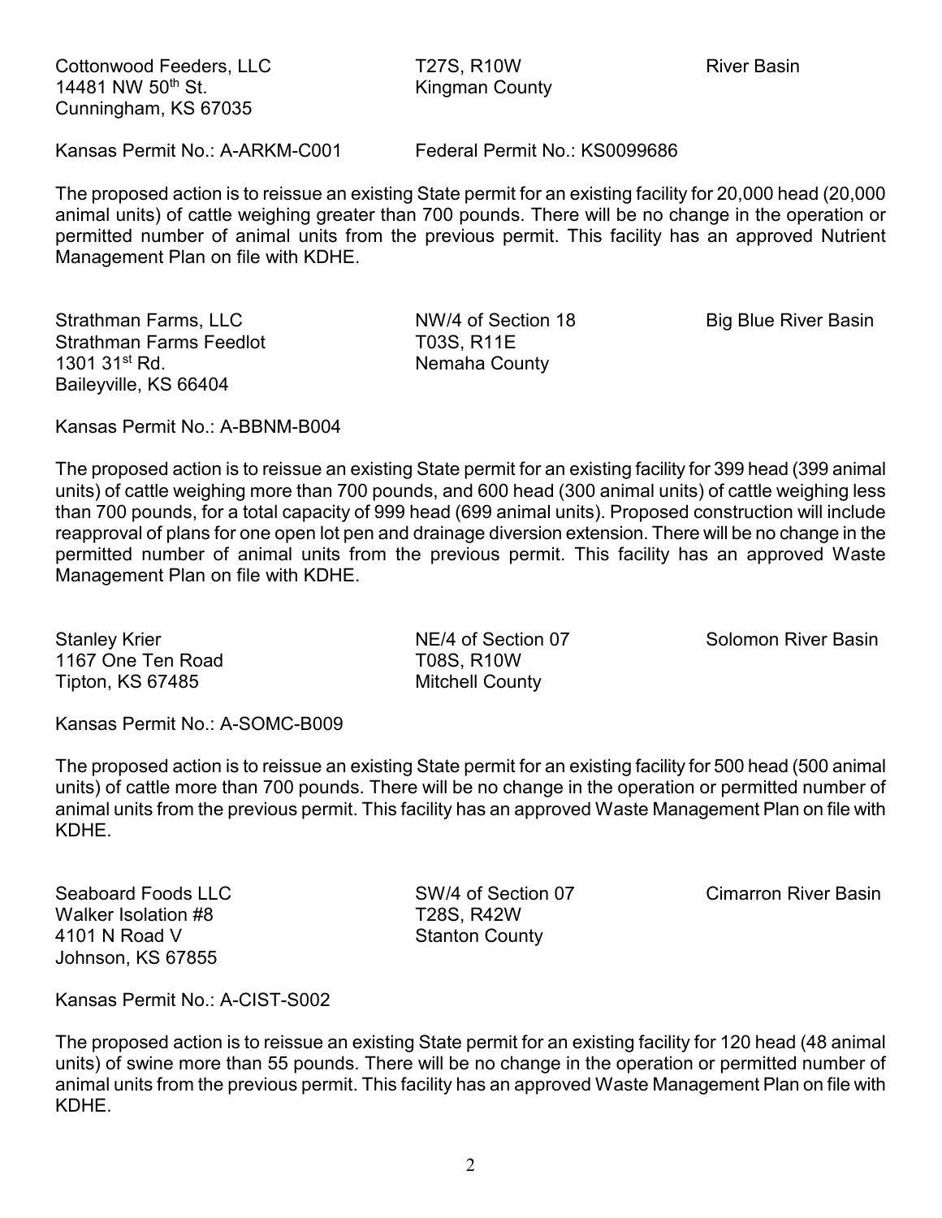Cottonwood Feeders, LLC
14481 NW 50th St.
Cunningham, KS 67035

T27S, R10W
Kingman County

River Basin

Kansas Permit No.: A-ARKM-C001 Federal Permit No.: KS0099686

The proposed action is to reissue an existing State permit for an existing facility for 20,000 head (20,000 animal units) of cattle weighing greater than 700 pounds. There will be no change in the operation or permitted number of animal units from the previous permit. This facility has an approved Nutrient Management Plan on file with KDHE.

Strathman Farms, LLC
Strathman Farms Feedlot
1301 31st Rd.
Baileyville, KS 66404

NW/4 of Section 18
T03S, R11E
Nemaha County

Big Blue River Basin

Kansas Permit No.: A-BBNM-B004

The proposed action is to reissue an existing State permit for an existing facility for 399 head (399 animal units) of cattle weighing more than 700 pounds, and 600 head (300 animal units) of cattle weighing less than 700 pounds, for a total capacity of 999 head (699 animal units). Proposed construction will include reapproval of plans for one open lot pen and drainage diversion extension. There will be no change in the permitted number of animal units from the previous permit. This facility has an approved Waste Management Plan on file with KDHE.

Stanley Krier
1167 One Ten Road
Tipton, KS 67485

NE/4 of Section 07
T08S, R10W
Mitchell County

Solomon River Basin

Kansas Permit No.: A-SOMC-B009

The proposed action is to reissue an existing State permit for an existing facility for 500 head (500 animal units) of cattle more than 700 pounds. There will be no change in the operation or permitted number of animal units from the previous permit. This facility has an approved Waste Management Plan on file with KDHE.

Seaboard Foods LLC
Walker Isolation #8
4101 N Road V
Johnson, KS 67855

SW/4 of Section 07
T28S, R42W
Stanton County

Cimarron River Basin

Kansas Permit No.: A-CIST-S002

The proposed action is to reissue an existing State permit for an existing facility for 120 head (48 animal units) of swine more than 55 pounds. There will be no change in the operation or permitted number of animal units from the previous permit. This facility has an approved Waste Management Plan on file with KDHE.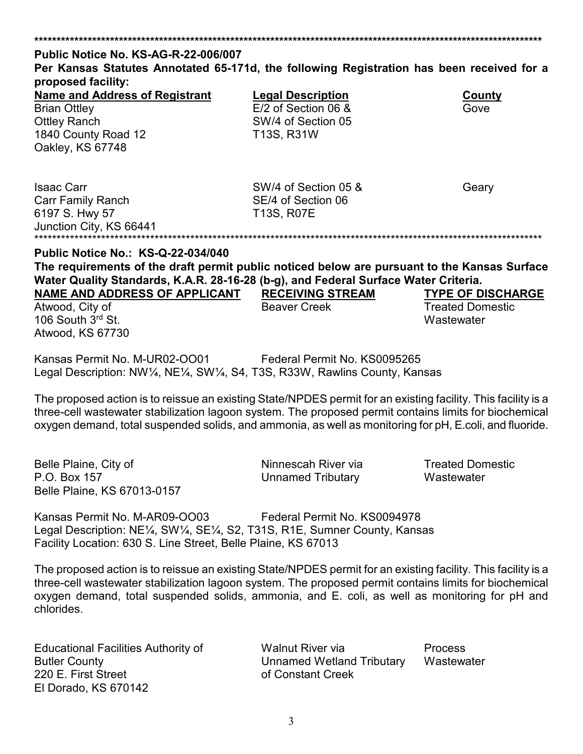\*\*\*\*\*\*\*\*\*\*\*\*\*\*\*\*\*\*\*\*\*\*\*\*\*\*\*\*\*\*\*\*\*\*\*\*\*\*\*\*\*\*\*\*\*\*\*\*\*\*\*\*\*\*\*\*\*\*\*\*\*\*\*\*\*\*\*\*\*\*\*\*\*\*\*\*\*\*\*\*\*\*\*\*\*\*\*\*\*\*\*\*\*\*\*\*\*\*\*\*\*\*\*\*\*\*\*\*\*\*\*\*\*\*

**Public Notice No. KS-AG-R-22-006/007**

**Per Kansas Statutes Annotated 65-171d, the following Registration has been received for a proposed facility:**

| Name and Address of Registrant | Legal Description | County |
|---|---|---|
| Brian Ottley<br>Ottley Ranch<br>1840 County Road 12<br>Oakley, KS 67748 | E/2 of Section 06 &<br>SW/4 of Section 05<br>T13S, R31W | Gove |
| Isaac Carr<br>Carr Family Ranch<br>6197 S. Hwy 57<br>Junction City, KS 66441 | SW/4 of Section 05 &<br>SE/4 of Section 06<br>T13S, R07E | Geary |

\*\*\*\*\*\*\*\*\*\*\*\*\*\*\*\*\*\*\*\*\*\*\*\*\*\*\*\*\*\*\*\*\*\*\*\*\*\*\*\*\*\*\*\*\*\*\*\*\*\*\*\*\*\*\*\*\*\*\*\*\*\*\*\*\*\*\*\*\*\*\*\*\*\*\*\*\*\*\*\*\*\*\*\*\*\*\*\*\*\*\*\*\*\*\*\*\*\*\*\*\*\*\*\*\*\*\*\*\*\*\*\*\*\*

**Public Notice No.: KS-Q-22-034/040**

**The requirements of the draft permit public noticed below are pursuant to the Kansas Surface Water Quality Standards, K.A.R. 28-16-28 (b-g), and Federal Surface Water Criteria.**

| NAME AND ADDRESS OF APPLICANT | RECEIVING STREAM | TYPE OF DISCHARGE |
|---|---|---|
| Atwood, City of<br>106 South 3rd St.<br>Atwood, KS 67730 | Beaver Creek | Treated Domestic Wastewater |

Kansas Permit No. M-UR02-OO01 Federal Permit No. KS0095265
Legal Description: NW¼, NE¼, SW¼, S4, T3S, R33W, Rawlins County, Kansas

The proposed action is to reissue an existing State/NPDES permit for an existing facility. This facility is a three-cell wastewater stabilization lagoon system. The proposed permit contains limits for biochemical oxygen demand, total suspended solids, and ammonia, as well as monitoring for pH, E.coli, and fluoride.

| | | |
|---|---|---|
| Belle Plaine, City of<br>P.O. Box 157<br>Belle Plaine, KS 67013-0157 | Ninnescah River via<br>Unnamed Tributary | Treated Domestic Wastewater |

Kansas Permit No. M-AR09-OO03 Federal Permit No. KS0094978
Legal Description: NE¼, SW¼, SE¼, S2, T31S, R1E, Sumner County, Kansas
Facility Location: 630 S. Line Street, Belle Plaine, KS 67013

The proposed action is to reissue an existing State/NPDES permit for an existing facility. This facility is a three-cell wastewater stabilization lagoon system. The proposed permit contains limits for biochemical oxygen demand, total suspended solids, ammonia, and E. coli, as well as monitoring for pH and chlorides.

| | | |
|---|---|---|
| Educational Facilities Authority of<br>Butler County<br>220 E. First Street<br>El Dorado, KS 670142 | Walnut River via<br>Unnamed Wetland Tributary<br>of Constant Creek | Process Wastewater |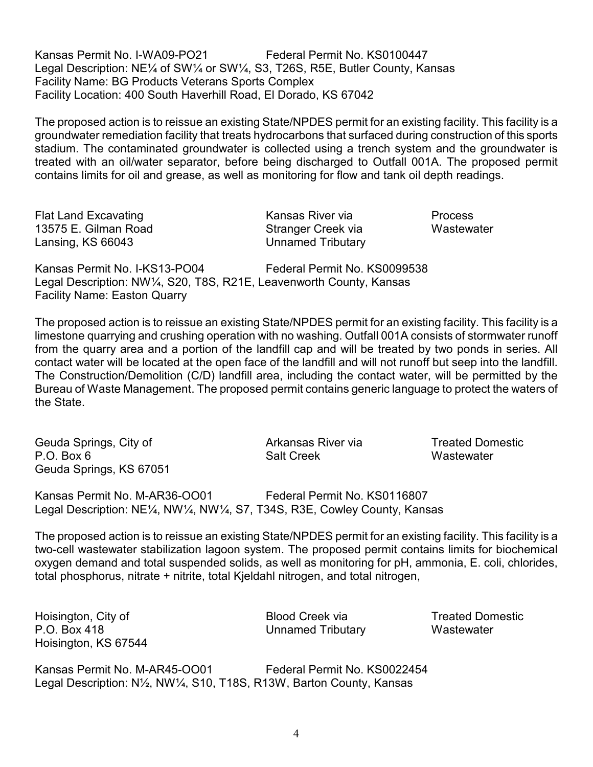Kansas Permit No. I-WA09-PO21 Federal Permit No. KS0100447
Legal Description: NE¼ of SW¼ or SW¼, S3, T26S, R5E, Butler County, Kansas
Facility Name: BG Products Veterans Sports Complex
Facility Location: 400 South Haverhill Road, El Dorado, KS 67042

The proposed action is to reissue an existing State/NPDES permit for an existing facility. This facility is a groundwater remediation facility that treats hydrocarbons that surfaced during construction of this sports stadium. The contaminated groundwater is collected using a trench system and the groundwater is treated with an oil/water separator, before being discharged to Outfall 001A. The proposed permit contains limits for oil and grease, as well as monitoring for flow and tank oil depth readings.

| | | |
|---|---|---|
| Flat Land Excavating<br>13575 E. Gilman Road<br>Lansing, KS 66043 | Kansas River via<br>Stranger Creek via<br>Unnamed Tributary | Process<br>Wastewater |

Kansas Permit No. I-KS13-PO04 Federal Permit No. KS0099538
Legal Description: NW¼, S20, T8S, R21E, Leavenworth County, Kansas
Facility Name: Easton Quarry

The proposed action is to reissue an existing State/NPDES permit for an existing facility. This facility is a limestone quarrying and crushing operation with no washing. Outfall 001A consists of stormwater runoff from the quarry area and a portion of the landfill cap and will be treated by two ponds in series. All contact water will be located at the open face of the landfill and will not runoff but seep into the landfill. The Construction/Demolition (C/D) landfill area, including the contact water, will be permitted by the Bureau of Waste Management. The proposed permit contains generic language to protect the waters of the State.

| | | |
|---|---|---|
| Geuda Springs, City of<br>P.O. Box 6<br>Geuda Springs, KS 67051 | Arkansas River via<br>Salt Creek | Treated Domestic<br>Wastewater |

Kansas Permit No. M-AR36-OO01 Federal Permit No. KS0116807
Legal Description: NE¼, NW¼, NW¼, S7, T34S, R3E, Cowley County, Kansas

The proposed action is to reissue an existing State/NPDES permit for an existing facility. This facility is a two-cell wastewater stabilization lagoon system. The proposed permit contains limits for biochemical oxygen demand and total suspended solids, as well as monitoring for pH, ammonia, E. coli, chlorides, total phosphorus, nitrate + nitrite, total Kjeldahl nitrogen, and total nitrogen,

| | | |
|---|---|---|
| Hoisington, City of<br>P.O. Box 418<br>Hoisington, KS 67544 | Blood Creek via<br>Unnamed Tributary | Treated Domestic<br>Wastewater |

Kansas Permit No. M-AR45-OO01 Federal Permit No. KS0022454
Legal Description: N½, NW¼, S10, T18S, R13W, Barton County, Kansas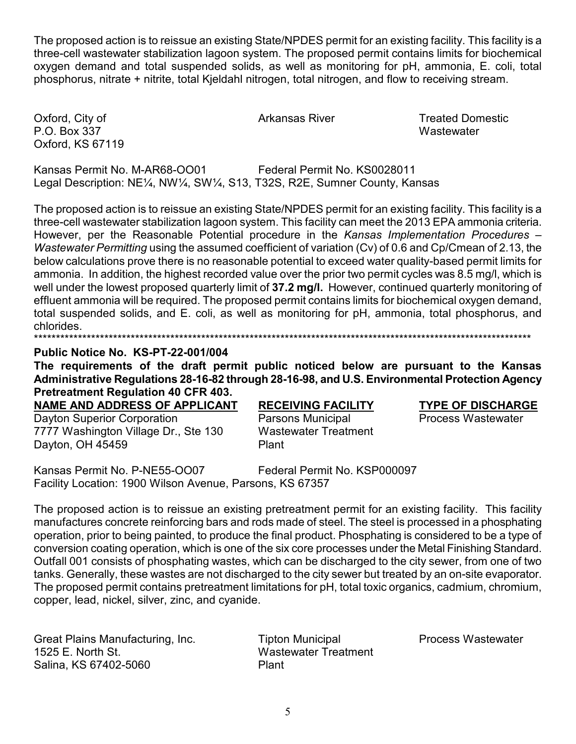The proposed action is to reissue an existing State/NPDES permit for an existing facility. This facility is a three-cell wastewater stabilization lagoon system. The proposed permit contains limits for biochemical oxygen demand and total suspended solids, as well as monitoring for pH, ammonia, E. coli, total phosphorus, nitrate + nitrite, total Kjeldahl nitrogen, total nitrogen, and flow to receiving stream.

| | | |
|---|---|---|
| Oxford, City of<br>P.O. Box 337<br>Oxford, KS 67119 | Arkansas River | Treated Domestic Wastewater |

Kansas Permit No. M-AR68-OO01 Federal Permit No. KS0028011
Legal Description: NE¼, NW¼, SW¼, S13, T32S, R2E, Sumner County, Kansas

The proposed action is to reissue an existing State/NPDES permit for an existing facility. This facility is a three-cell wastewater stabilization lagoon system. This facility can meet the 2013 EPA ammonia criteria. However, per the Reasonable Potential procedure in the *Kansas Implementation Procedures – Wastewater Permitting* using the assumed coefficient of variation (Cv) of 0.6 and Cp/Cmean of 2.13, the below calculations prove there is no reasonable potential to exceed water quality-based permit limits for ammonia. In addition, the highest recorded value over the prior two permit cycles was 8.5 mg/l, which is well under the lowest proposed quarterly limit of **37.2 mg/l.** However, continued quarterly monitoring of effluent ammonia will be required. The proposed permit contains limits for biochemical oxygen demand, total suspended solids, and E. coli, as well as monitoring for pH, ammonia, total phosphorus, and chlorides.

************************************************************************************************************************

**Public Notice No. KS-PT-22-001/004**

**The requirements of the draft permit public noticed below are pursuant to the Kansas Administrative Regulations 28-16-82 through 28-16-98, and U.S. Environmental Protection Agency Pretreatment Regulation 40 CFR 403.**

| NAME AND ADDRESS OF APPLICANT | RECEIVING FACILITY | TYPE OF DISCHARGE |
|---|---|---|
| Dayton Superior Corporation<br>7777 Washington Village Dr., Ste 130<br>Dayton, OH 45459 | Parsons Municipal Wastewater Treatment Plant | Process Wastewater |

Kansas Permit No. P-NE55-OO07 Federal Permit No. KSP000097
Facility Location: 1900 Wilson Avenue, Parsons, KS 67357

The proposed action is to reissue an existing pretreatment permit for an existing facility. This facility manufactures concrete reinforcing bars and rods made of steel. The steel is processed in a phosphating operation, prior to being painted, to produce the final product. Phosphating is considered to be a type of conversion coating operation, which is one of the six core processes under the Metal Finishing Standard. Outfall 001 consists of phosphating wastes, which can be discharged to the city sewer, from one of two tanks. Generally, these wastes are not discharged to the city sewer but treated by an on-site evaporator. The proposed permit contains pretreatment limitations for pH, total toxic organics, cadmium, chromium, copper, lead, nickel, silver, zinc, and cyanide.

| | | |
|---|---|---|
| Great Plains Manufacturing, Inc.<br>1525 E. North St.<br>Salina, KS 67402-5060 | Tipton Municipal Wastewater Treatment Plant | Process Wastewater |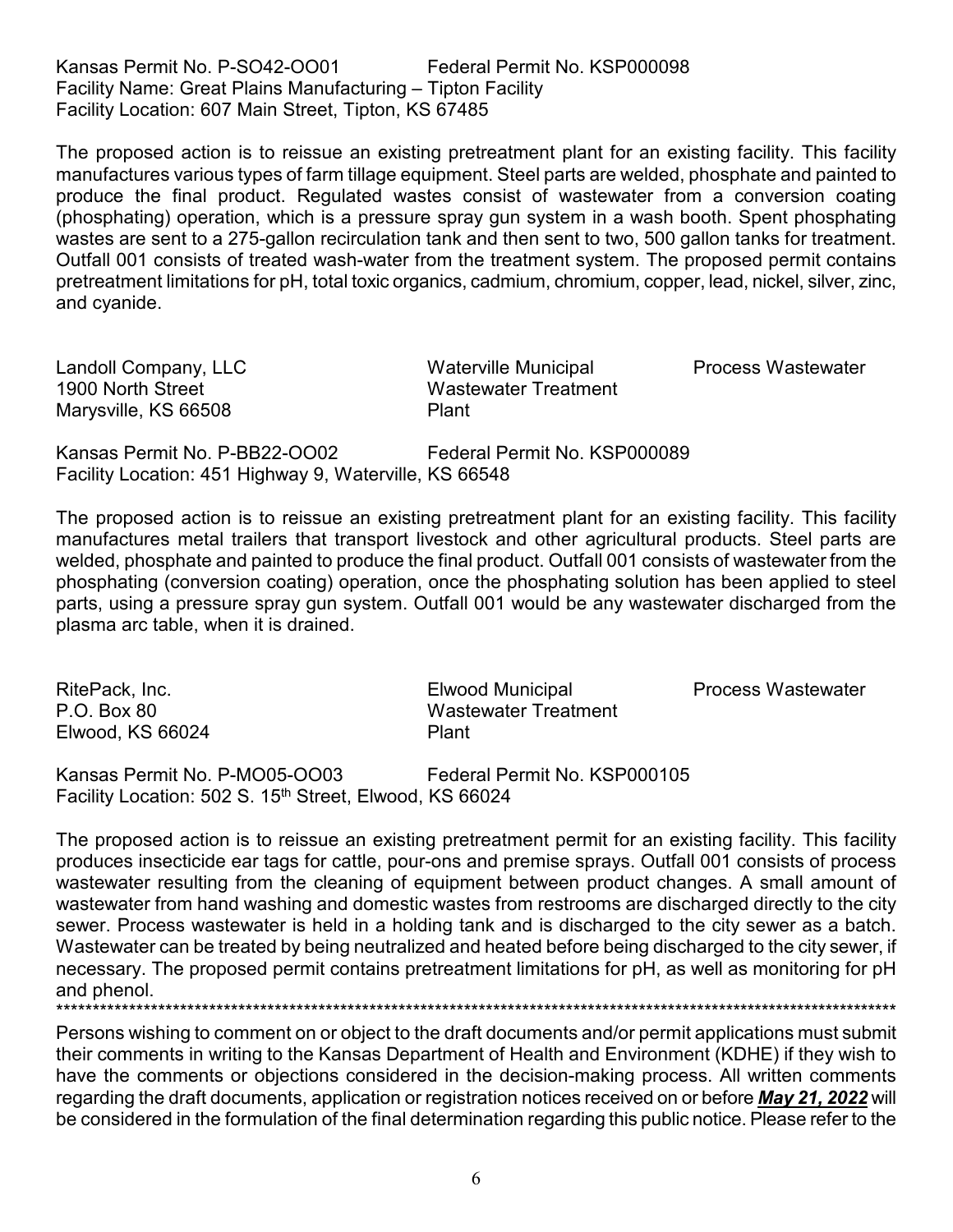Kansas Permit No. P-SO42-OO01 Federal Permit No. KSP000098
Facility Name: Great Plains Manufacturing – Tipton Facility
Facility Location: 607 Main Street, Tipton, KS 67485

The proposed action is to reissue an existing pretreatment plant for an existing facility. This facility manufactures various types of farm tillage equipment. Steel parts are welded, phosphate and painted to produce the final product. Regulated wastes consist of wastewater from a conversion coating (phosphating) operation, which is a pressure spray gun system in a wash booth. Spent phosphating wastes are sent to a 275-gallon recirculation tank and then sent to two, 500 gallon tanks for treatment. Outfall 001 consists of treated wash-water from the treatment system. The proposed permit contains pretreatment limitations for pH, total toxic organics, cadmium, chromium, copper, lead, nickel, silver, zinc, and cyanide.

| | | |
|---|---|---|
| Landoll Company, LLC<br>1900 North Street<br>Marysville, KS 66508 | Waterville Municipal<br>Wastewater Treatment<br>Plant | Process Wastewater |

Kansas Permit No. P-BB22-OO02 Federal Permit No. KSP000089
Facility Location: 451 Highway 9, Waterville, KS 66548

The proposed action is to reissue an existing pretreatment plant for an existing facility. This facility manufactures metal trailers that transport livestock and other agricultural products. Steel parts are welded, phosphate and painted to produce the final product. Outfall 001 consists of wastewater from the phosphating (conversion coating) operation, once the phosphating solution has been applied to steel parts, using a pressure spray gun system. Outfall 001 would be any wastewater discharged from the plasma arc table, when it is drained.

| | | |
|---|---|---|
| RitePack, Inc.<br>P.O. Box 80<br>Elwood, KS 66024 | Elwood Municipal<br>Wastewater Treatment<br>Plant | Process Wastewater |

Kansas Permit No. P-MO05-OO03 Federal Permit No. KSP000105
Facility Location: 502 S. 15th Street, Elwood, KS 66024

The proposed action is to reissue an existing pretreatment permit for an existing facility. This facility produces insecticide ear tags for cattle, pour-ons and premise sprays. Outfall 001 consists of process wastewater resulting from the cleaning of equipment between product changes. A small amount of wastewater from hand washing and domestic wastes from restrooms are discharged directly to the city sewer. Process wastewater is held in a holding tank and is discharged to the city sewer as a batch. Wastewater can be treated by being neutralized and heated before being discharged to the city sewer, if necessary. The proposed permit contains pretreatment limitations for pH, as well as monitoring for pH and phenol.

*******************************************************************************************************************

Persons wishing to comment on or object to the draft documents and/or permit applications must submit their comments in writing to the Kansas Department of Health and Environment (KDHE) if they wish to have the comments or objections considered in the decision-making process. All written comments regarding the draft documents, application or registration notices received on or before ***May 21, 2022*** will be considered in the formulation of the final determination regarding this public notice. Please refer to the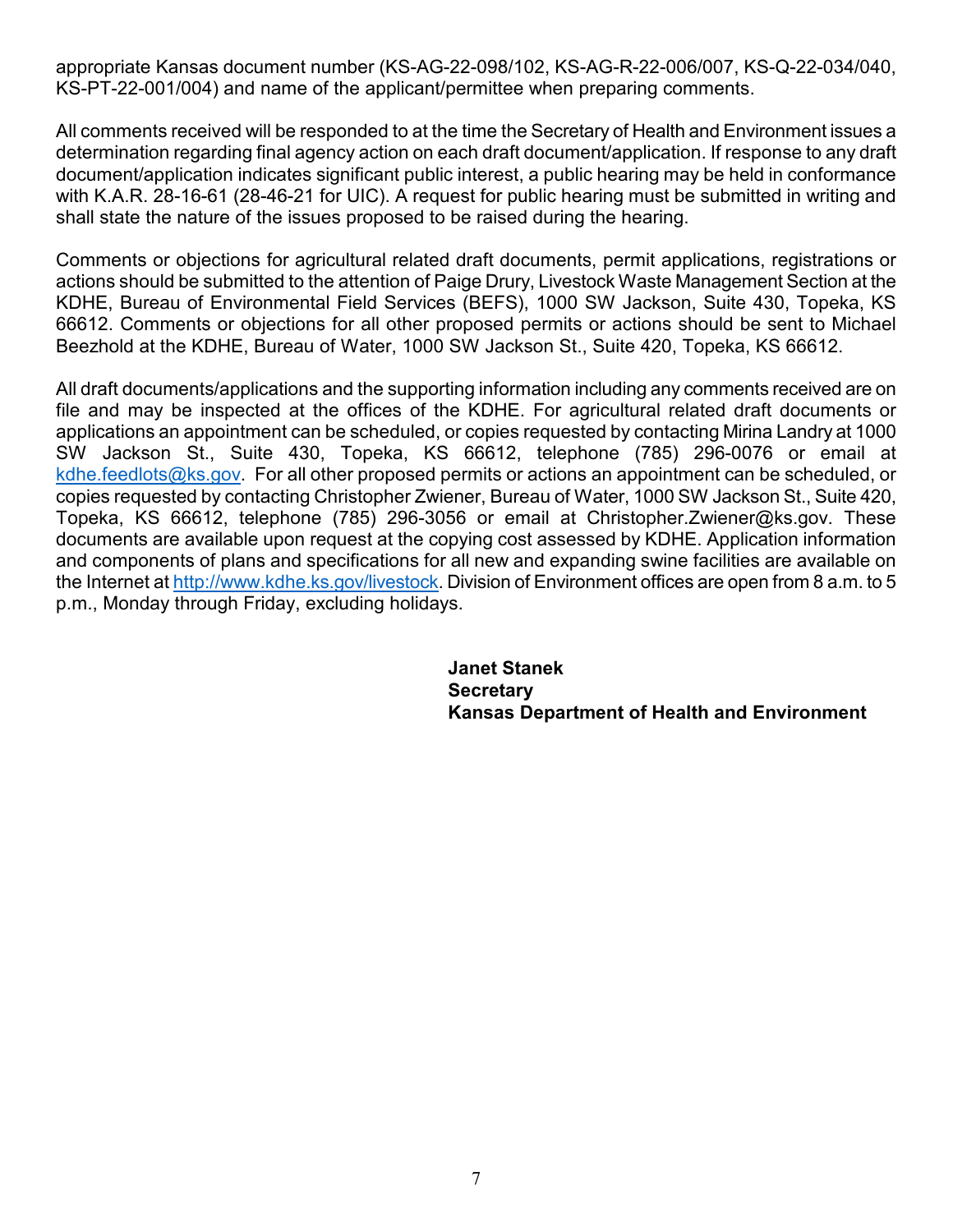appropriate Kansas document number (KS-AG-22-098/102, KS-AG-R-22-006/007, KS-Q-22-034/040, KS-PT-22-001/004) and name of the applicant/permittee when preparing comments.

All comments received will be responded to at the time the Secretary of Health and Environment issues a determination regarding final agency action on each draft document/application. If response to any draft document/application indicates significant public interest, a public hearing may be held in conformance with K.A.R. 28-16-61 (28-46-21 for UIC). A request for public hearing must be submitted in writing and shall state the nature of the issues proposed to be raised during the hearing.

Comments or objections for agricultural related draft documents, permit applications, registrations or actions should be submitted to the attention of Paige Drury, Livestock Waste Management Section at the KDHE, Bureau of Environmental Field Services (BEFS), 1000 SW Jackson, Suite 430, Topeka, KS 66612. Comments or objections for all other proposed permits or actions should be sent to Michael Beezhold at the KDHE, Bureau of Water, 1000 SW Jackson St., Suite 420, Topeka, KS 66612.

All draft documents/applications and the supporting information including any comments received are on file and may be inspected at the offices of the KDHE. For agricultural related draft documents or applications an appointment can be scheduled, or copies requested by contacting Mirina Landry at 1000 SW Jackson St., Suite 430, Topeka, KS 66612, telephone (785) 296-0076 or email at kdhe.feedlots@ks.gov. For all other proposed permits or actions an appointment can be scheduled, or copies requested by contacting Christopher Zwiener, Bureau of Water, 1000 SW Jackson St., Suite 420, Topeka, KS 66612, telephone (785) 296-3056 or email at Christopher.Zwiener@ks.gov. These documents are available upon request at the copying cost assessed by KDHE. Application information and components of plans and specifications for all new and expanding swine facilities are available on the Internet at http://www.kdhe.ks.gov/livestock. Division of Environment offices are open from 8 a.m. to 5 p.m., Monday through Friday, excluding holidays.

**Janet Stanek**
**Secretary**
**Kansas Department of Health and Environment**